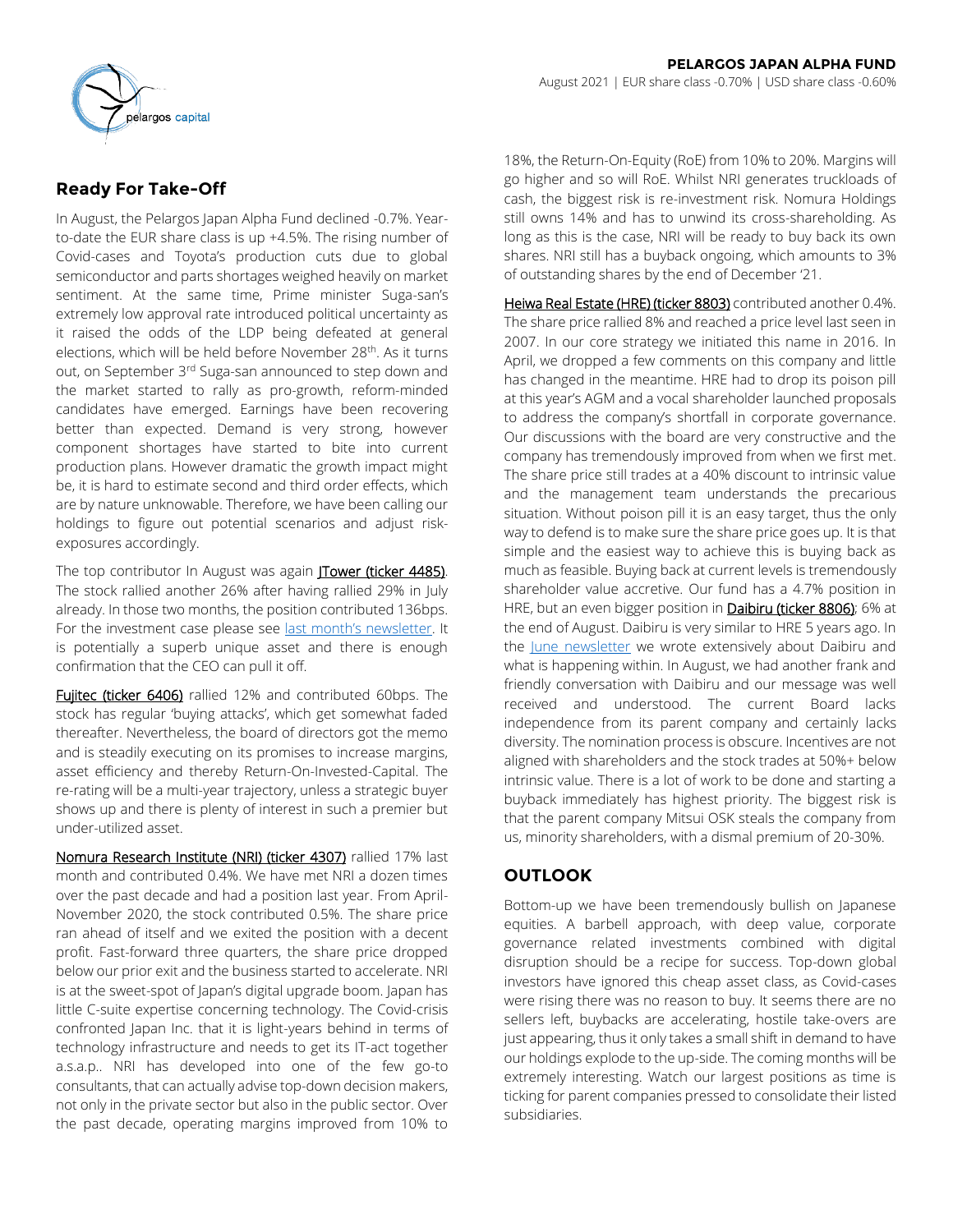**PELARGOS JAPAN ALPHA FUND**

August 2021 | EUR share class -0.70% | USD share class -0.60%

## Ready For Take-Off

In August, the Pelargos Japan Alpha Fund declined -0.7%. Year-to-date the EUR share class is up +4.5%. The rising number of Covid-cases and Toyota's production cuts due to global semiconductor and parts shortages weighed heavily on market sentiment. At the same time, Prime minister Suga-san's extremely low approval rate introduced political uncertainty as it raised the odds of the LDP being defeated at general elections, which will be held before November 28th. As it turns out, on September 3rd Suga-san announced to step down and the market started to rally as pro-growth, reform-minded candidates have emerged. Earnings have been recovering better than expected. Demand is very strong, however component shortages have started to bite into current production plans. However dramatic the growth impact might be, it is hard to estimate second and third order effects, which are by nature unknowable. Therefore, we have been calling our holdings to figure out potential scenarios and adjust risk-exposures accordingly.

The top contributor In August was again JTower (ticker 4485). The stock rallied another 26% after having rallied 29% in July already. In those two months, the position contributed 136bps. For the investment case please see last month's newsletter. It is potentially a superb unique asset and there is enough confirmation that the CEO can pull it off.

Fujitec (ticker 6406) rallied 12% and contributed 60bps. The stock has regular 'buying attacks', which get somewhat faded thereafter. Nevertheless, the board of directors got the memo and is steadily executing on its promises to increase margins, asset efficiency and thereby Return-On-Invested-Capital. The re-rating will be a multi-year trajectory, unless a strategic buyer shows up and there is plenty of interest in such a premier but under-utilized asset.

Nomura Research Institute (NRI) (ticker 4307) rallied 17% last month and contributed 0.4%. We have met NRI a dozen times over the past decade and had a position last year. From April-November 2020, the stock contributed 0.5%. The share price ran ahead of itself and we exited the position with a decent profit. Fast-forward three quarters, the share price dropped below our prior exit and the business started to accelerate. NRI is at the sweet-spot of Japan's digital upgrade boom. Japan has little C-suite expertise concerning technology. The Covid-crisis confronted Japan Inc. that it is light-years behind in terms of technology infrastructure and needs to get its IT-act together a.s.a.p.. NRI has developed into one of the few go-to consultants, that can actually advise top-down decision makers, not only in the private sector but also in the public sector. Over the past decade, operating margins improved from 10% to 18%, the Return-On-Equity (RoE) from 10% to 20%. Margins will go higher and so will RoE. Whilst NRI generates truckloads of cash, the biggest risk is re-investment risk. Nomura Holdings still owns 14% and has to unwind its cross-shareholding. As long as this is the case, NRI will be ready to buy back its own shares. NRI still has a buyback ongoing, which amounts to 3% of outstanding shares by the end of December '21.

Heiwa Real Estate (HRE) (ticker 8803) contributed another 0.4%. The share price rallied 8% and reached a price level last seen in 2007. In our core strategy we initiated this name in 2016. In April, we dropped a few comments on this company and little has changed in the meantime. HRE had to drop its poison pill at this year's AGM and a vocal shareholder launched proposals to address the company's shortfall in corporate governance. Our discussions with the board are very constructive and the company has tremendously improved from when we first met. The share price still trades at a 40% discount to intrinsic value and the management team understands the precarious situation. Without poison pill it is an easy target, thus the only way to defend is to make sure the share price goes up. It is that simple and the easiest way to achieve this is buying back as much as feasible. Buying back at current levels is tremendously shareholder value accretive. Our fund has a 4.7% position in HRE, but an even bigger position in **Daibiru (ticker 8806)**; 6% at the end of August. Daibiru is very similar to HRE 5 years ago. In the June newsletter we wrote extensively about Daibiru and what is happening within. In August, we had another frank and friendly conversation with Daibiru and our message was well received and understood. The current Board lacks independence from its parent company and certainly lacks diversity. The nomination process is obscure. Incentives are not aligned with shareholders and the stock trades at 50%+ below intrinsic value. There is a lot of work to be done and starting a buyback immediately has highest priority. The biggest risk is that the parent company Mitsui OSK steals the company from us, minority shareholders, with a dismal premium of 20-30%.

## OUTLOOK

Bottom-up we have been tremendously bullish on Japanese equities. A barbell approach, with deep value, corporate governance related investments combined with digital disruption should be a recipe for success. Top-down global investors have ignored this cheap asset class, as Covid-cases were rising there was no reason to buy. It seems there are no sellers left, buybacks are accelerating, hostile take-overs are just appearing, thus it only takes a small shift in demand to have our holdings explode to the up-side. The coming months will be extremely interesting. Watch our largest positions as time is ticking for parent companies pressed to consolidate their listed subsidiaries.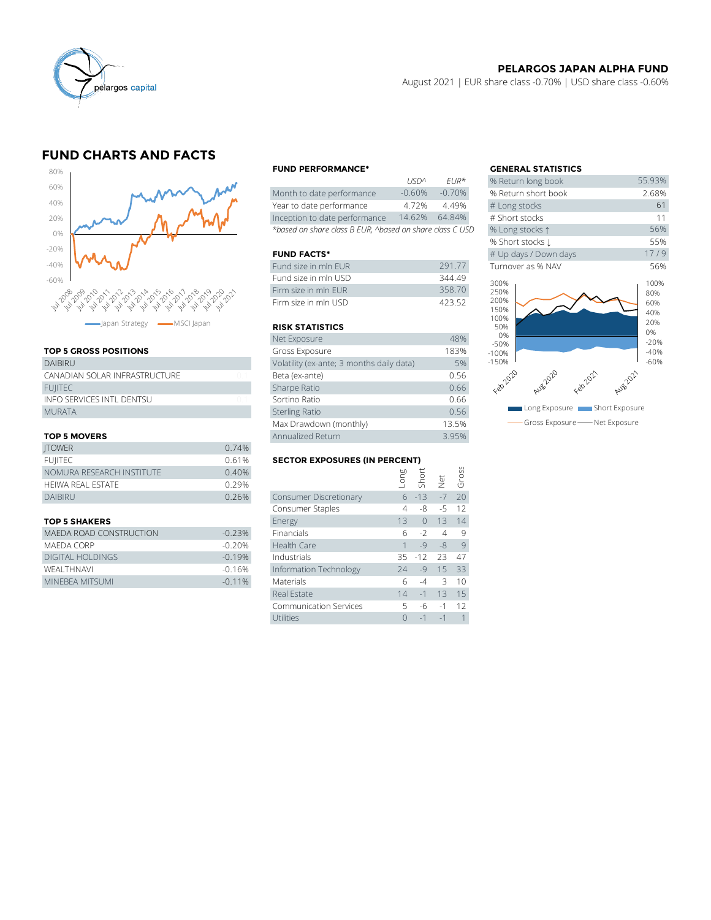**PELARGOS JAPAN ALPHA FUND**

August 2021 | EUR share class -0.70% | USD share class -0.60%

## FUND CHARTS AND FACTS

### FUND PERFORMANCE*

| | USD^ | EUR* |
|---|---|---|
| Month to date performance | -0.60% | -0.70% |
| Year to date performance | 4.72% | 4.49% |
| Inception to date performance | 14.62% | 64.84% |

*based on share class B EUR, ^based on share class C USD

### GENERAL STATISTICS

| | |
|---|---|
| % Return long book | 55.93% |
| % Return short book | 2.68% |
| # Long stocks | 61 |
| # Short stocks | 11 |
| % Long stocks ↑ | 56% |
| % Short stocks ↓ | 55% |
| # Up days / Down days | 17 / 9 |
| Turnover as % NAV | 56% |

### FUND FACTS*

| | |
|---|---|
| Fund size in mln EUR | 291.77 |
| Fund size in mln USD | 344.49 |
| Firm size in mln EUR | 358.70 |
| Firm size in mln USD | 423.52 |

### RISK STATISTICS

| | |
|---|---|
| Net Exposure | 48% |
| Gross Exposure | 183% |
| Volatility (ex-ante; 3 months daily data) | 5% |
| Beta (ex-ante) | 0.56 |
| Sharpe Ratio | 0.66 |
| Sortino Ratio | 0.66 |
| Sterling Ratio | 0.56 |
| Max Drawdown (monthly) | 13.5% |
| Annualized Return | 3.95% |

### TOP 5 GROSS POSITIONS

| |
|---|
| DAIBIRU |
| CANADIAN SOLAR INFRASTRUCTURE |
| FUJITEC |
| INFO SERVICES INTL DENTSU |
| MURATA |

### TOP 5 MOVERS

| | |
|---|---|
| JTOWER | 0.74% |
| FUJITEC | 0.61% |
| NOMURA RESEARCH INSTITUTE | 0.40% |
| HEIWA REAL ESTATE | 0.29% |
| DAIBIRU | 0.26% |

### TOP 5 SHAKERS

| | |
|---|---|
| MAEDA ROAD CONSTRUCTION | -0.23% |
| MAEDA CORP | -0.20% |
| DIGITAL HOLDINGS | -0.19% |
| WEALTHNAVI | -0.16% |
| MINEBEA MITSUMI | -0.11% |

### SECTOR EXPOSURES (IN PERCENT)

| | Long | Short | Net | Gross |
|---|---|---|---|---|
| Consumer Discretionary | 6 | -13 | -7 | 20 |
| Consumer Staples | 4 | -8 | -5 | 12 |
| Energy | 13 | 0 | 13 | 14 |
| Financials | 6 | -2 | 4 | 9 |
| Health Care | 1 | -9 | -8 | 9 |
| Industrials | 35 | -12 | 23 | 47 |
| Information Technology | 24 | -9 | 15 | 33 |
| Materials | 6 | -4 | 3 | 10 |
| Real Estate | 14 | -1 | 13 | 15 |
| Communication Services | 5 | -6 | -1 | 12 |
| Utilities | 0 | -1 | -1 | 1 |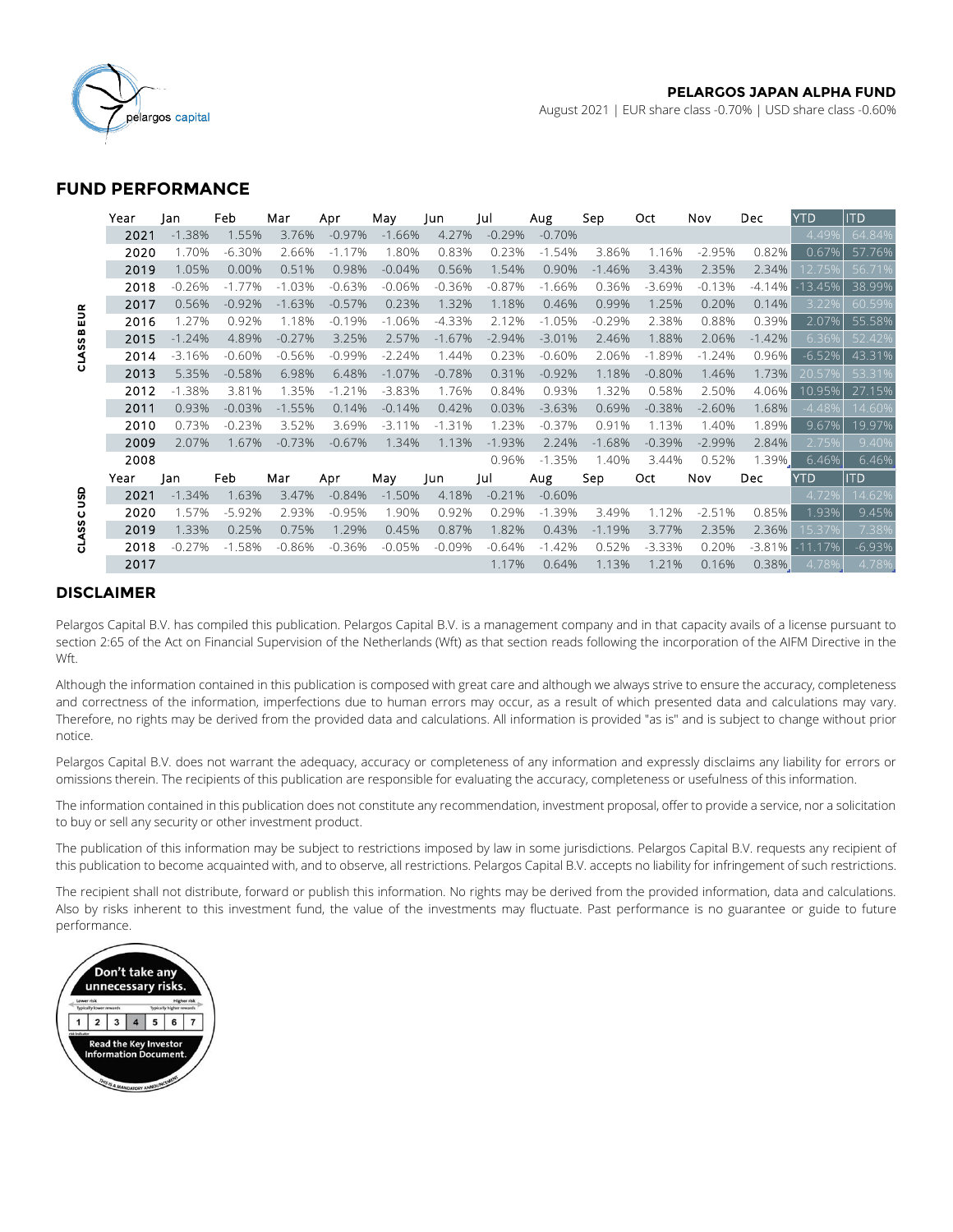**PELARGOS JAPAN ALPHA FUND**

August 2021 | EUR share class -0.70% | USD share class -0.60%

## FUND PERFORMANCE

| | Year | Jan | Feb | Mar | Apr | May | Jun | Jul | Aug | Sep | Oct | Nov | Dec | YTD | ITD |
|---|---|---|---|---|---|---|---|---|---|---|---|---|---|---|---|
| CLASS B EUR | 2021 | -1.38% | 1.55% | 3.76% | -0.97% | -1.66% | 4.27% | -0.29% | -0.70% | | | | | 4.49% | 64.84% |
| | 2020 | 1.70% | -6.30% | 2.66% | -1.17% | 1.80% | 0.83% | 0.23% | -1.54% | 3.86% | 1.16% | -2.95% | 0.82% | 0.67% | 57.76% |
| | 2019 | 1.05% | 0.00% | 0.51% | 0.98% | -0.04% | 0.56% | 1.54% | 0.90% | -1.46% | 3.43% | 2.35% | 2.34% | 12.75% | 56.71% |
| | 2018 | -0.26% | -1.77% | -1.03% | -0.63% | -0.06% | -0.36% | -0.87% | -1.66% | 0.36% | -3.69% | -0.13% | -4.14% | -13.45% | 38.99% |
| | 2017 | 0.56% | -0.92% | -1.63% | -0.57% | 0.23% | 1.32% | 1.18% | 0.46% | 0.99% | 1.25% | 0.20% | 0.14% | 3.22% | 60.59% |
| | 2016 | 1.27% | 0.92% | 1.18% | -0.19% | -1.06% | -4.33% | 2.12% | -1.05% | -0.29% | 2.38% | 0.88% | 0.39% | 2.07% | 55.58% |
| | 2015 | -1.24% | 4.89% | -0.27% | 3.25% | 2.57% | -1.67% | -2.94% | -3.01% | 2.46% | 1.88% | 2.06% | -1.42% | 6.36% | 52.42% |
| | 2014 | -3.16% | -0.60% | -0.56% | -0.99% | -2.24% | 1.44% | 0.23% | -0.60% | 2.06% | -1.89% | -1.24% | 0.96% | -6.52% | 43.31% |
| | 2013 | 5.35% | -0.58% | 6.98% | 6.48% | -1.07% | -0.78% | 0.31% | -0.92% | 1.18% | -0.80% | 1.46% | 1.73% | 20.57% | 53.31% |
| | 2012 | -1.38% | 3.81% | 1.35% | -1.21% | -3.83% | 1.76% | 0.84% | 0.93% | 1.32% | 0.58% | 2.50% | 4.06% | 10.95% | 27.15% |
| | 2011 | 0.93% | -0.03% | -1.55% | 0.14% | -0.14% | 0.42% | 0.03% | -3.63% | 0.69% | -0.38% | -2.60% | 1.68% | -4.48% | 14.60% |
| | 2010 | 0.73% | -0.23% | 3.52% | 3.69% | -3.11% | -1.31% | 1.23% | -0.37% | 0.91% | 1.13% | 1.40% | 1.89% | 9.67% | 19.97% |
| | 2009 | 2.07% | 1.67% | -0.73% | -0.67% | 1.34% | 1.13% | -1.93% | 2.24% | -1.68% | -0.39% | -2.99% | 2.84% | 2.75% | 9.40% |
| | 2008 | | | | | | | 0.96% | -1.35% | 1.40% | 3.44% | 0.52% | 1.39% | 6.46% | 6.46% |
| | Year | Jan | Feb | Mar | Apr | May | Jun | Jul | Aug | Sep | Oct | Nov | Dec | YTD | ITD |
| CLASS C USD | 2021 | -1.34% | 1.63% | 3.47% | -0.84% | -1.50% | 4.18% | -0.21% | -0.60% | | | | | 4.72% | 14.62% |
| | 2020 | 1.57% | -5.92% | 2.93% | -0.95% | 1.90% | 0.92% | 0.29% | -1.39% | 3.49% | 1.12% | -2.51% | 0.85% | 1.93% | 9.45% |
| | 2019 | 1.33% | 0.25% | 0.75% | 1.29% | 0.45% | 0.87% | 1.82% | 0.43% | -1.19% | 3.77% | 2.35% | 2.36% | 15.37% | 7.38% |
| | 2018 | -0.27% | -1.58% | -0.86% | -0.36% | -0.05% | -0.09% | -0.64% | -1.42% | 0.52% | -3.33% | 0.20% | -3.81% | -11.17% | -6.93% |
| | 2017 | | | | | | | 1.17% | 0.64% | 1.13% | 1.21% | 0.16% | 0.38% | 4.78% | 4.78% |

## DISCLAIMER

Pelargos Capital B.V. has compiled this publication. Pelargos Capital B.V. is a management company and in that capacity avails of a license pursuant to section 2:65 of the Act on Financial Supervision of the Netherlands (Wft) as that section reads following the incorporation of the AIFM Directive in the Wft.

Although the information contained in this publication is composed with great care and although we always strive to ensure the accuracy, completeness and correctness of the information, imperfections due to human errors may occur, as a result of which presented data and calculations may vary. Therefore, no rights may be derived from the provided data and calculations. All information is provided "as is" and is subject to change without prior notice.

Pelargos Capital B.V. does not warrant the adequacy, accuracy or completeness of any information and expressly disclaims any liability for errors or omissions therein. The recipients of this publication are responsible for evaluating the accuracy, completeness or usefulness of this information.

The information contained in this publication does not constitute any recommendation, investment proposal, offer to provide a service, nor a solicitation to buy or sell any security or other investment product.

The publication of this information may be subject to restrictions imposed by law in some jurisdictions. Pelargos Capital B.V. requests any recipient of this publication to become acquainted with, and to observe, all restrictions. Pelargos Capital B.V. accepts no liability for infringement of such restrictions.

The recipient shall not distribute, forward or publish this information. No rights may be derived from the provided information, data and calculations. Also by risks inherent to this investment fund, the value of the investments may fluctuate. Past performance is no guarantee or guide to future performance.

Don't take any unnecessary risks.

Lower risk — Higher risk

Typically lower rewards — Typically higher rewards

1 2 3 4 5 6 7

Read the Key Investor Information Document.

THIS IS A MANDATORY ANNOUNCEMENT